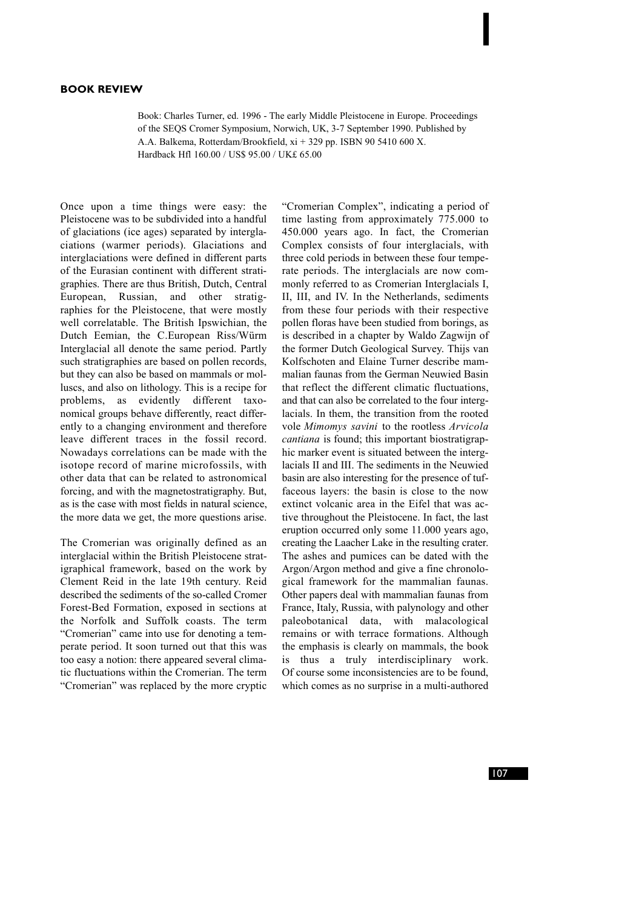## BOOK REVIEW

Book: Charles Turner, ed. 1996 - The early Middle Pleistocene in Europe. Proceedings of the SEQS Cromer Symposium, Norwich, UK, 3-7 September 1990. Published by A.A. Balkema, Rotterdam/Brookfield, xi + 329 pp. ISBN 90 5410 600 X. Hardback Hfl 160.00 / US$ 95.00 / UK£ 65.00

Once upon a time things were easy: the Pleistocene was to be subdivided into a handful of glaciations (ice ages) separated by interglaciations (warmer periods). Glaciations and interglaciations were defined in different parts of the Eurasian continent with different stratigraphies. There are thus British, Dutch, Central European, Russian, and other stratigraphies for the Pleistocene, that were mostly well correlatable. The British Ipswichian, the Dutch Eemian, the C.European Riss/Würm Interglacial all denote the same period. Partly such stratigraphies are based on pollen records, but they can also be based on mammals or molluscs, and also on lithology. This is a recipe for problems, as evidently different taxonomical groups behave differently, react differently to a changing environment and therefore leave different traces in the fossil record. Nowadays correlations can be made with the isotope record of marine microfossils, with other data that can be related to astronomical forcing, and with the magnetostratigraphy. But, as is the case with most fields in natural science, the more data we get, the more questions arise.

The Cromerian was originally defined as an interglacial within the British Pleistocene stratigraphical framework, based on the work by Clement Reid in the late 19th century. Reid described the sediments of the so-called Cromer Forest-Bed Formation, exposed in sections at the Norfolk and Suffolk coasts. The term "Cromerian" came into use for denoting a temperate period. It soon turned out that this was too easy a notion: there appeared several climatic fluctuations within the Cromerian. The term "Cromerian" was replaced by the more cryptic "Cromerian Complex", indicating a period of time lasting from approximately 775.000 to 450.000 years ago. In fact, the Cromerian Complex consists of four interglacials, with three cold periods in between these four temperate periods. The interglacials are now commonly referred to as Cromerian Interglacials I, II, III, and IV. In the Netherlands, sediments from these four periods with their respective pollen floras have been studied from borings, as is described in a chapter by Waldo Zagwijn of the former Dutch Geological Survey. Thijs van Kolfschoten and Elaine Turner describe mammalian faunas from the German Neuwied Basin that reflect the different climatic fluctuations, and that can also be correlated to the four interglacials. In them, the transition from the rooted vole *Mimomys savini* to the rootless *Arvicola cantiana* is found; this important biostratigraphic marker event is situated between the interglacials II and III. The sediments in the Neuwied basin are also interesting for the presence of tuffaceous layers: the basin is close to the now extinct volcanic area in the Eifel that was active throughout the Pleistocene. In fact, the last eruption occurred only some 11.000 years ago, creating the Laacher Lake in the resulting crater. The ashes and pumices can be dated with the Argon/Argon method and give a fine chronological framework for the mammalian faunas. Other papers deal with mammalian faunas from France, Italy, Russia, with palynology and other paleobotanical data, with malacological remains or with terrace formations. Although the emphasis is clearly on mammals, the book is thus a truly interdisciplinary work. Of course some inconsistencies are to be found, which comes as no surprise in a multi-authored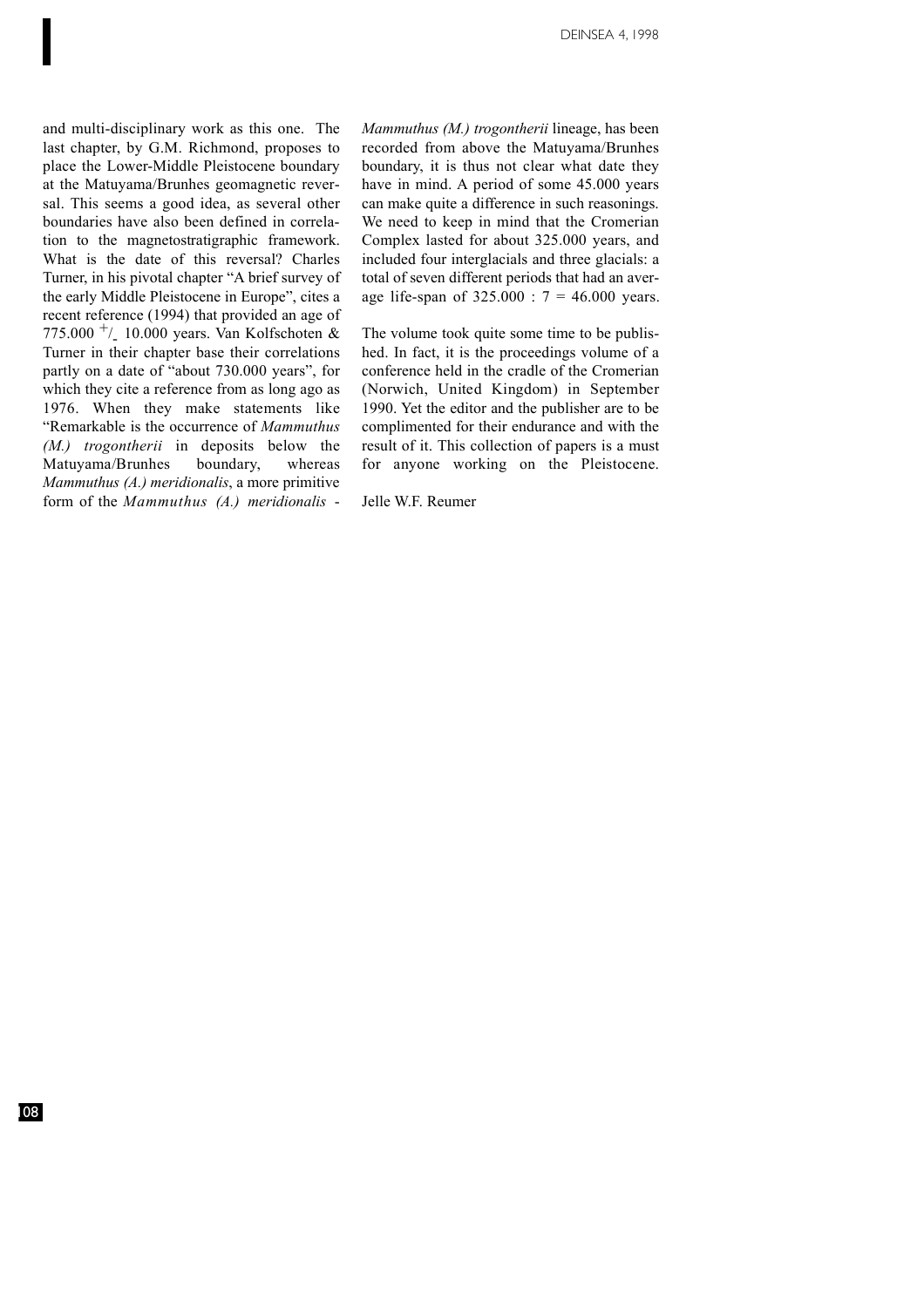and multi-disciplinary work as this one. The last chapter, by G.M. Richmond, proposes to place the Lower-Middle Pleistocene boundary at the Matuyama/Brunhes geomagnetic reversal. This seems a good idea, as several other boundaries have also been defined in correlation to the magnetostratigraphic framework. What is the date of this reversal? Charles Turner, in his pivotal chapter "A brief survey of the early Middle Pleistocene in Europe", cites a recent reference (1994) that provided an age of 775.000 $^{+}/_{-}$ 10.000 years. Van Kolfschoten & Turner in their chapter base their correlations partly on a date of "about 730.000 years", for which they cite a reference from as long ago as 1976. When they make statements like "Remarkable is the occurrence of *Mammuthus (M.) trogontherii* in deposits below the Matuyama/Brunhes boundary, whereas *Mammuthus (A.) meridionalis*, a more primitive form of the *Mammuthus (A.) meridionalis* - *Mammuthus (M.) trogontherii* lineage, has been recorded from above the Matuyama/Brunhes boundary, it is thus not clear what date they have in mind. A period of some 45.000 years can make quite a difference in such reasonings. We need to keep in mind that the Cromerian Complex lasted for about 325.000 years, and included four interglacials and three glacials: a total of seven different periods that had an average life-span of 325.000 : 7 = 46.000 years.

The volume took quite some time to be published. In fact, it is the proceedings volume of a conference held in the cradle of the Cromerian (Norwich, United Kingdom) in September 1990. Yet the editor and the publisher are to be complimented for their endurance and with the result of it. This collection of papers is a must for anyone working on the Pleistocene.

Jelle W.F. Reumer